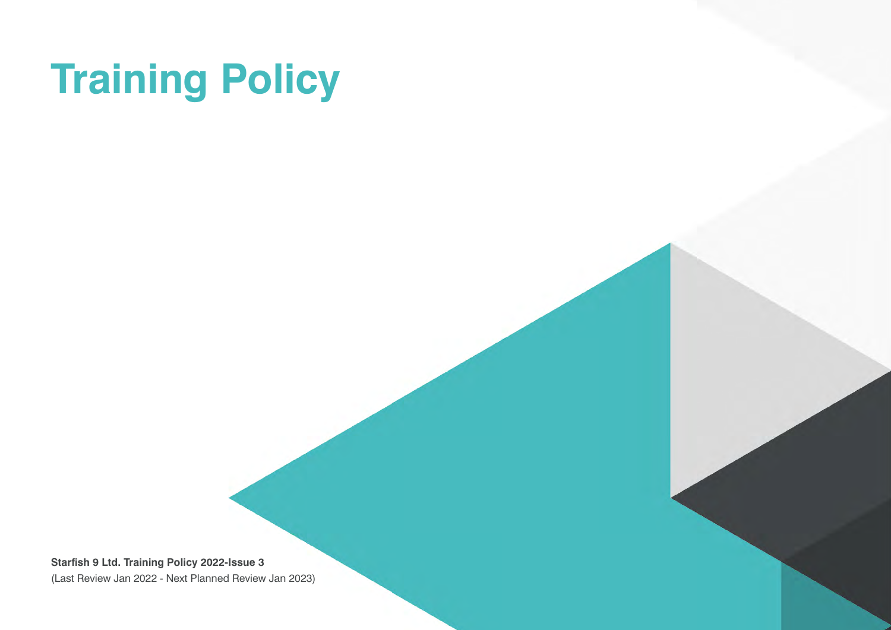# Training Policy

**Starfish 9 Ltd. Training Policy 2022-Issue 3**

(Last Review Jan 2022 - Next Planned Review Jan 2023)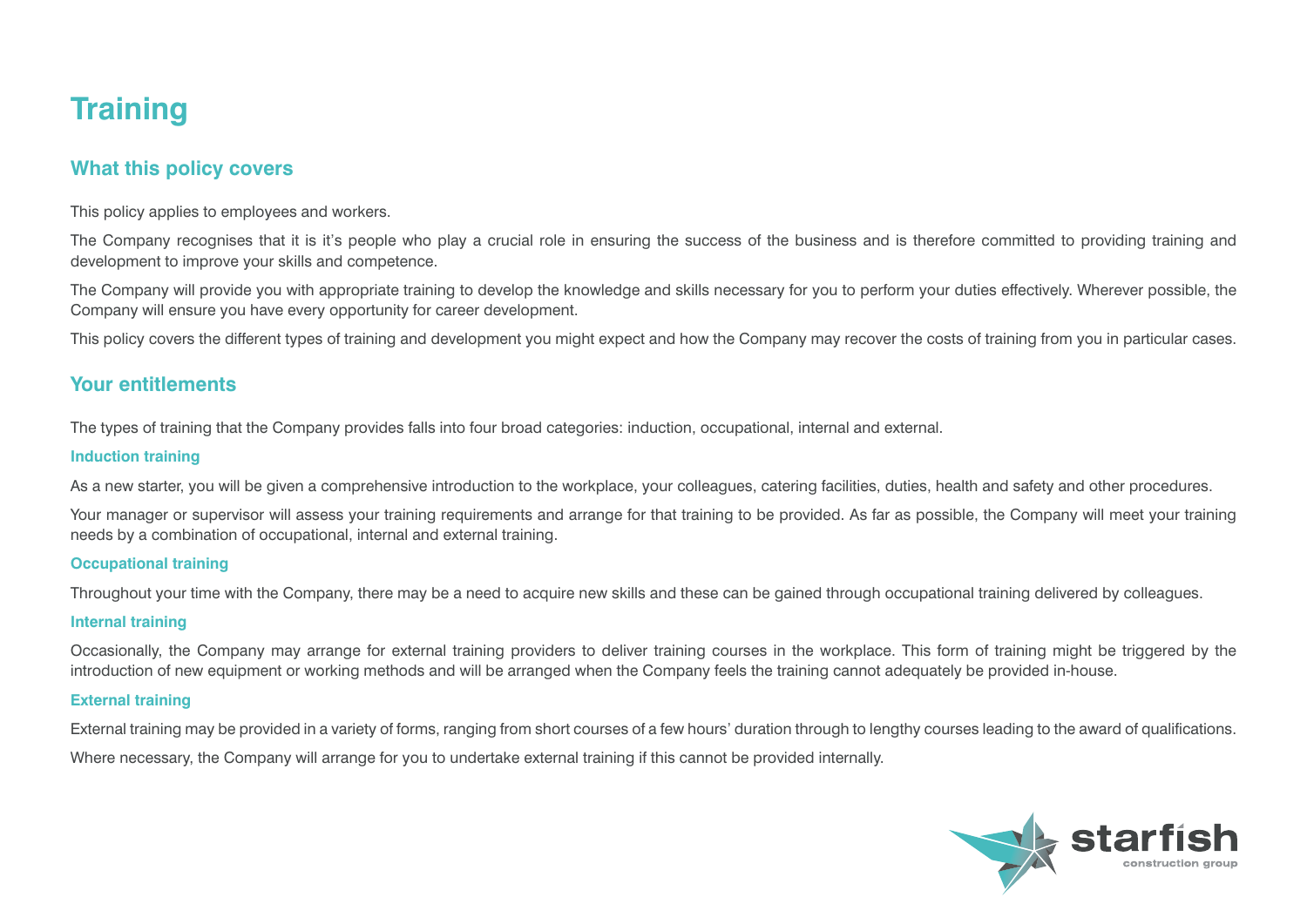# Training

## What this policy covers

This policy applies to employees and workers.

The Company recognises that it is it's people who play a crucial role in ensuring the success of the business and is therefore committed to providing training and development to improve your skills and competence.

The Company will provide you with appropriate training to develop the knowledge and skills necessary for you to perform your duties effectively. Wherever possible, the Company will ensure you have every opportunity for career development.

This policy covers the different types of training and development you might expect and how the Company may recover the costs of training from you in particular cases.

## Your entitlements

The types of training that the Company provides falls into four broad categories: induction, occupational, internal and external.

### Induction training

As a new starter, you will be given a comprehensive introduction to the workplace, your colleagues, catering facilities, duties, health and safety and other procedures.

Your manager or supervisor will assess your training requirements and arrange for that training to be provided. As far as possible, the Company will meet your training needs by a combination of occupational, internal and external training.

### Occupational training

Throughout your time with the Company, there may be a need to acquire new skills and these can be gained through occupational training delivered by colleagues.

### Internal training

Occasionally, the Company may arrange for external training providers to deliver training courses in the workplace. This form of training might be triggered by the introduction of new equipment or working methods and will be arranged when the Company feels the training cannot adequately be provided in-house.

### External training

External training may be provided in a variety of forms, ranging from short courses of a few hours' duration through to lengthy courses leading to the award of qualifications.

Where necessary, the Company will arrange for you to undertake external training if this cannot be provided internally.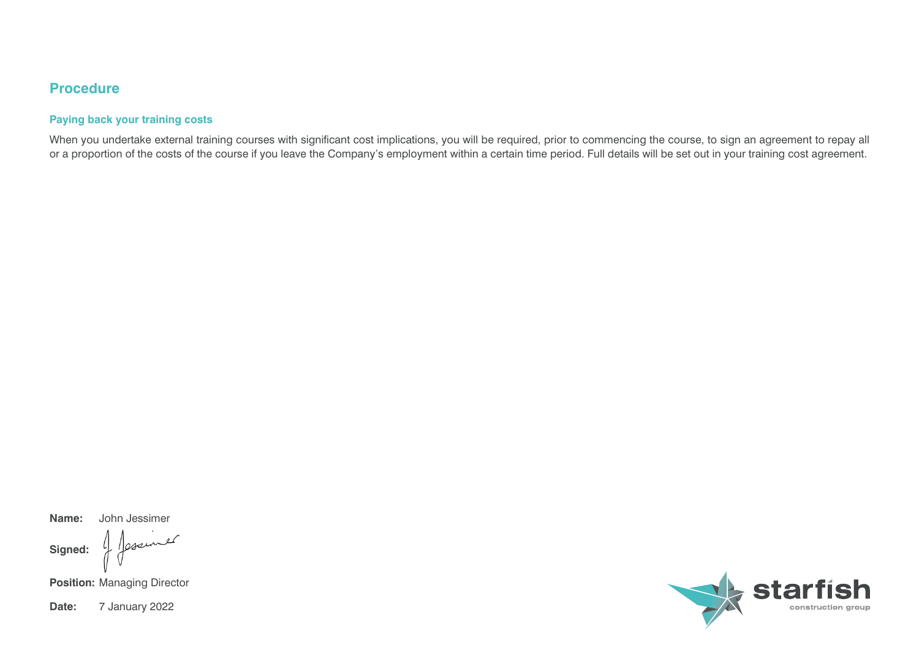## Procedure

### Paying back your training costs

When you undertake external training courses with significant cost implications, you will be required, prior to commencing the course, to sign an agreement to repay all or a proportion of the costs of the course if you leave the Company's employment within a certain time period. Full details will be set out in your training cost agreement.

**Name:** John Jessimer

**Signed:** J Jessimer

**Position:** Managing Director

**Date:** 7 January 2022

starfish construction group